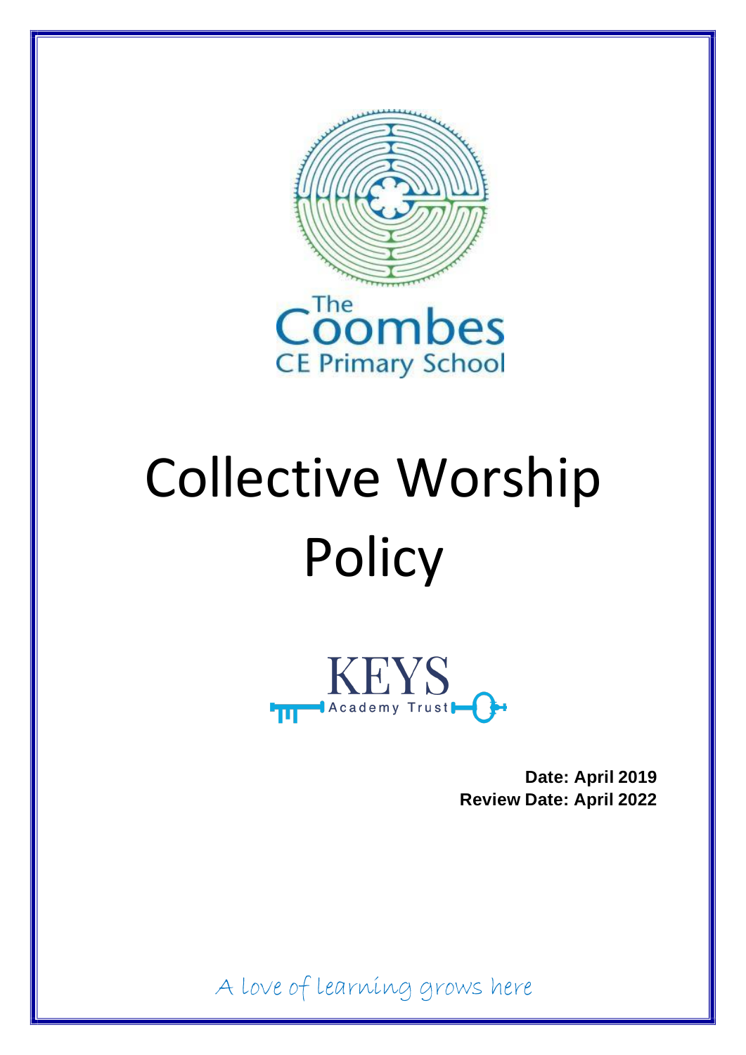The Coombes CE Primary School

# Collective Worship Policy

KEYS Academy Trust

**Date: April 2019**
**Review Date: April 2022**

A love of learning grows here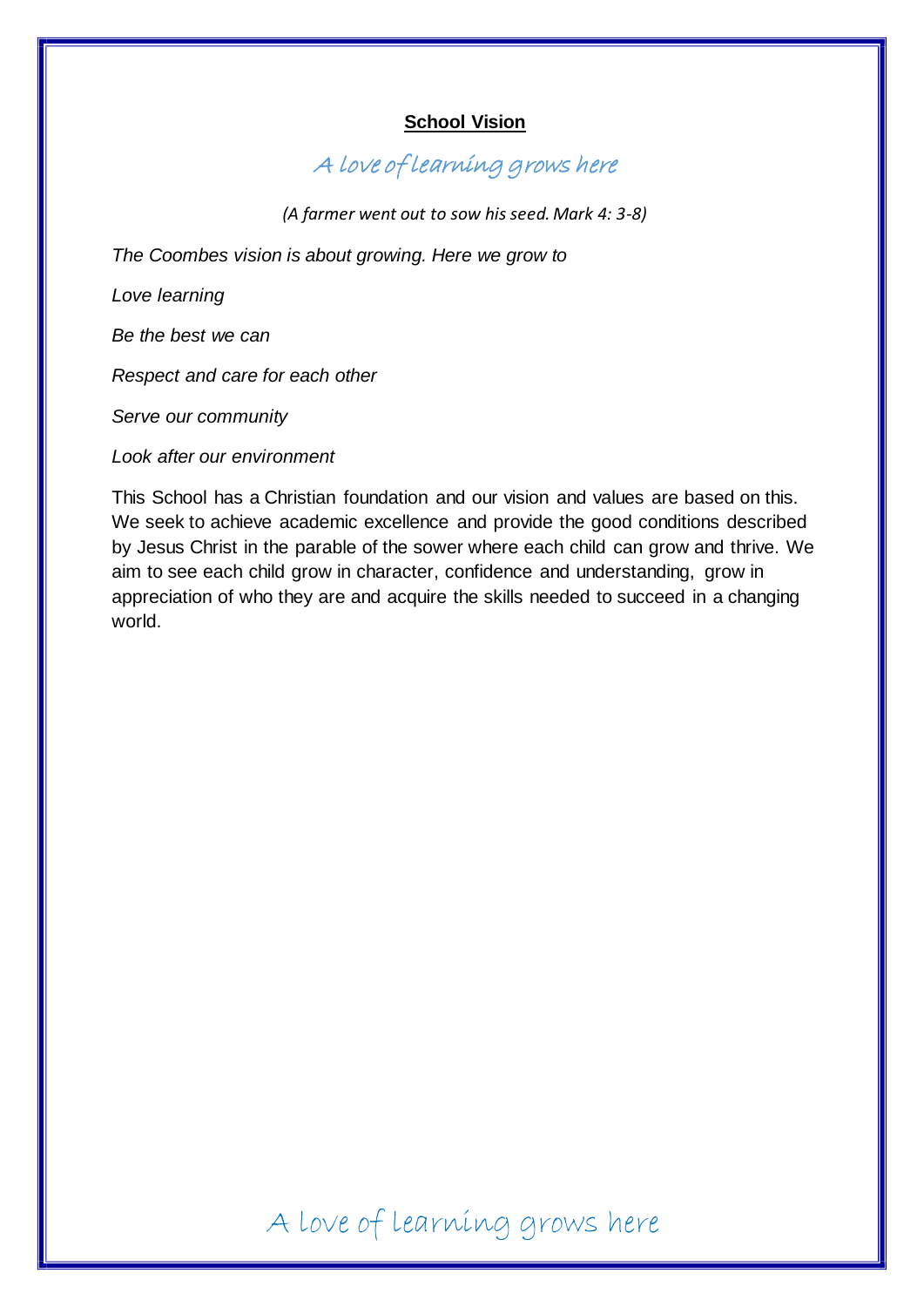## School Vision

*A love of learning grows here*

*(A farmer went out to sow his seed. Mark 4: 3-8)*

*The Coombes vision is about growing. Here we grow to*

*Love learning*

*Be the best we can*

*Respect and care for each other*

*Serve our community*

*Look after our environment*

This School has a Christian foundation and our vision and values are based on this. We seek to achieve academic excellence and provide the good conditions described by Jesus Christ in the parable of the sower where each child can grow and thrive. We aim to see each child grow in character, confidence and understanding, grow in appreciation of who they are and acquire the skills needed to succeed in a changing world.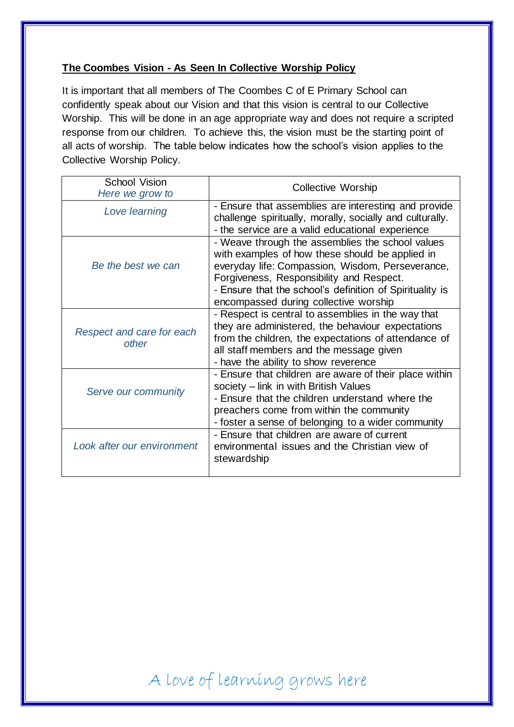**<u>The Coombes Vision - As Seen In Collective Worship Policy</u>**

It is important that all members of The Coombes C of E Primary School can confidently speak about our Vision and that this vision is central to our Collective Worship. This will be done in an age appropriate way and does not require a scripted response from our children. To achieve this, the vision must be the starting point of all acts of worship. The table below indicates how the school's vision applies to the Collective Worship Policy.

| School Vision<br>*Here we grow to* | Collective Worship |
|---|---|
| *Love learning* | - Ensure that assemblies are interesting and provide challenge spiritually, morally, socially and culturally.<br>- the service are a valid educational experience |
| *Be the best we can* | - Weave through the assemblies the school values with examples of how these should be applied in everyday life: Compassion, Wisdom, Perseverance, Forgiveness, Responsibility and Respect.<br>- Ensure that the school's definition of Spirituality is encompassed during collective worship |
| *Respect and care for each other* | - Respect is central to assemblies in the way that they are administered, the behaviour expectations from the children, the expectations of attendance of all staff members and the message given<br>- have the ability to show reverence |
| *Serve our community* | - Ensure that children are aware of their place within society – link in with British Values<br>- Ensure that the children understand where the preachers come from within the community<br>- foster a sense of belonging to a wider community |
| *Look after our environment* | - Ensure that children are aware of current environmental issues and the Christian view of stewardship |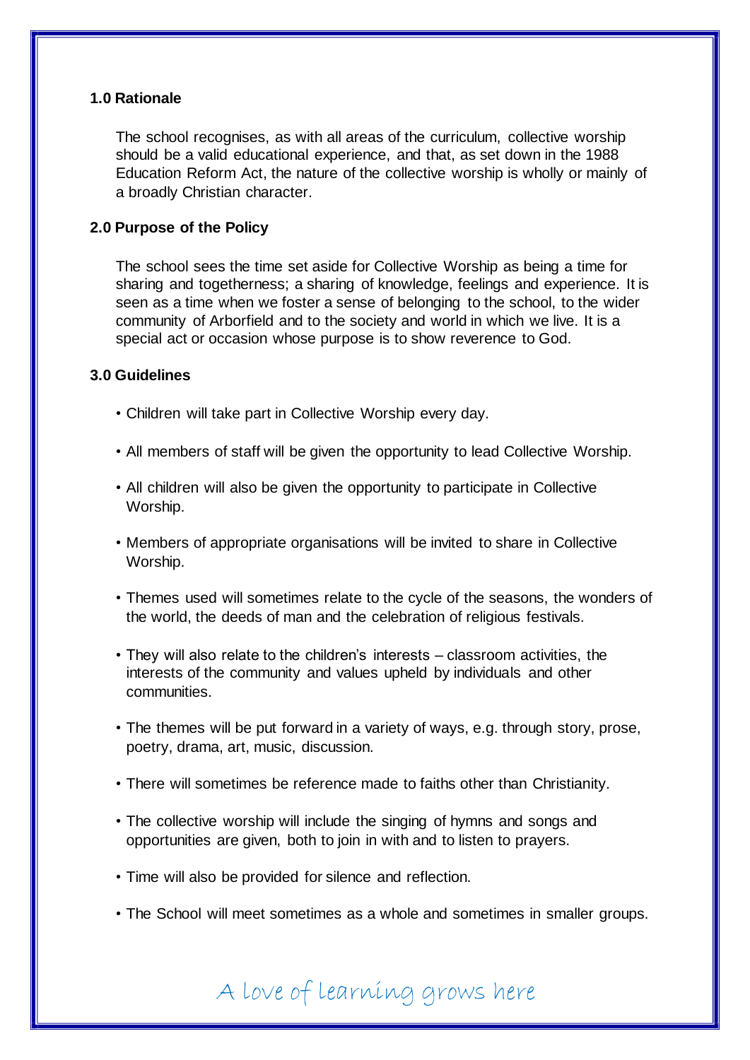## 1.0 Rationale

The school recognises, as with all areas of the curriculum, collective worship should be a valid educational experience, and that, as set down in the 1988 Education Reform Act, the nature of the collective worship is wholly or mainly of a broadly Christian character.

## 2.0 Purpose of the Policy

The school sees the time set aside for Collective Worship as being a time for sharing and togetherness; a sharing of knowledge, feelings and experience. It is seen as a time when we foster a sense of belonging to the school, to the wider community of Arborfield and to the society and world in which we live. It is a special act or occasion whose purpose is to show reverence to God.

## 3.0 Guidelines

- Children will take part in Collective Worship every day.
- All members of staff will be given the opportunity to lead Collective Worship.
- All children will also be given the opportunity to participate in Collective Worship.
- Members of appropriate organisations will be invited to share in Collective Worship.
- Themes used will sometimes relate to the cycle of the seasons, the wonders of the world, the deeds of man and the celebration of religious festivals.
- They will also relate to the children's interests – classroom activities, the interests of the community and values upheld by individuals and other communities.
- The themes will be put forward in a variety of ways, e.g. through story, prose, poetry, drama, art, music, discussion.
- There will sometimes be reference made to faiths other than Christianity.
- The collective worship will include the singing of hymns and songs and opportunities are given, both to join in with and to listen to prayers.
- Time will also be provided for silence and reflection.
- The School will meet sometimes as a whole and sometimes in smaller groups.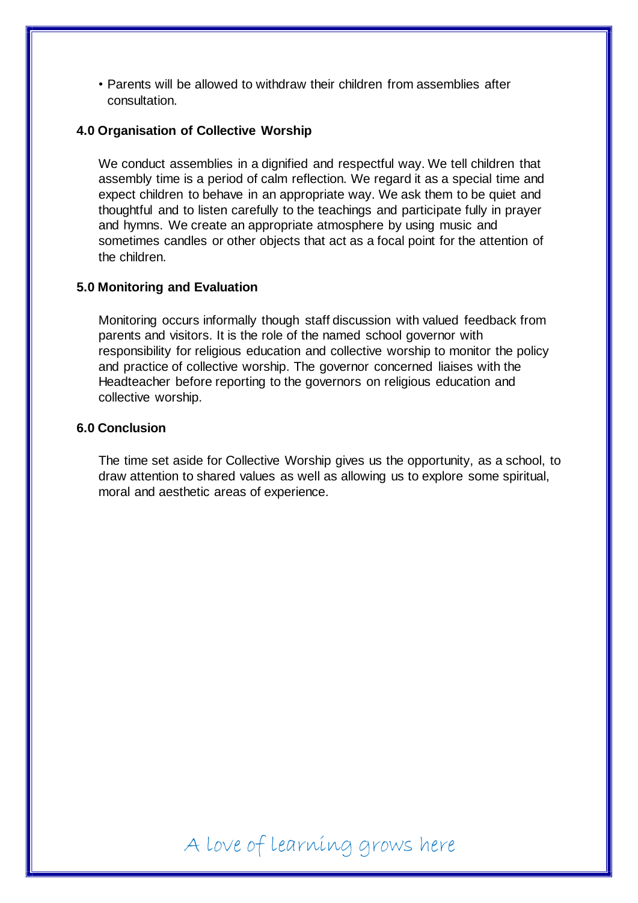- Parents will be allowed to withdraw their children from assemblies after consultation.

## 4.0 Organisation of Collective Worship

We conduct assemblies in a dignified and respectful way. We tell children that assembly time is a period of calm reflection. We regard it as a special time and expect children to behave in an appropriate way. We ask them to be quiet and thoughtful and to listen carefully to the teachings and participate fully in prayer and hymns. We create an appropriate atmosphere by using music and sometimes candles or other objects that act as a focal point for the attention of the children.

## 5.0 Monitoring and Evaluation

Monitoring occurs informally though staff discussion with valued feedback from parents and visitors. It is the role of the named school governor with responsibility for religious education and collective worship to monitor the policy and practice of collective worship. The governor concerned liaises with the Headteacher before reporting to the governors on religious education and collective worship.

## 6.0 Conclusion

The time set aside for Collective Worship gives us the opportunity, as a school, to draw attention to shared values as well as allowing us to explore some spiritual, moral and aesthetic areas of experience.